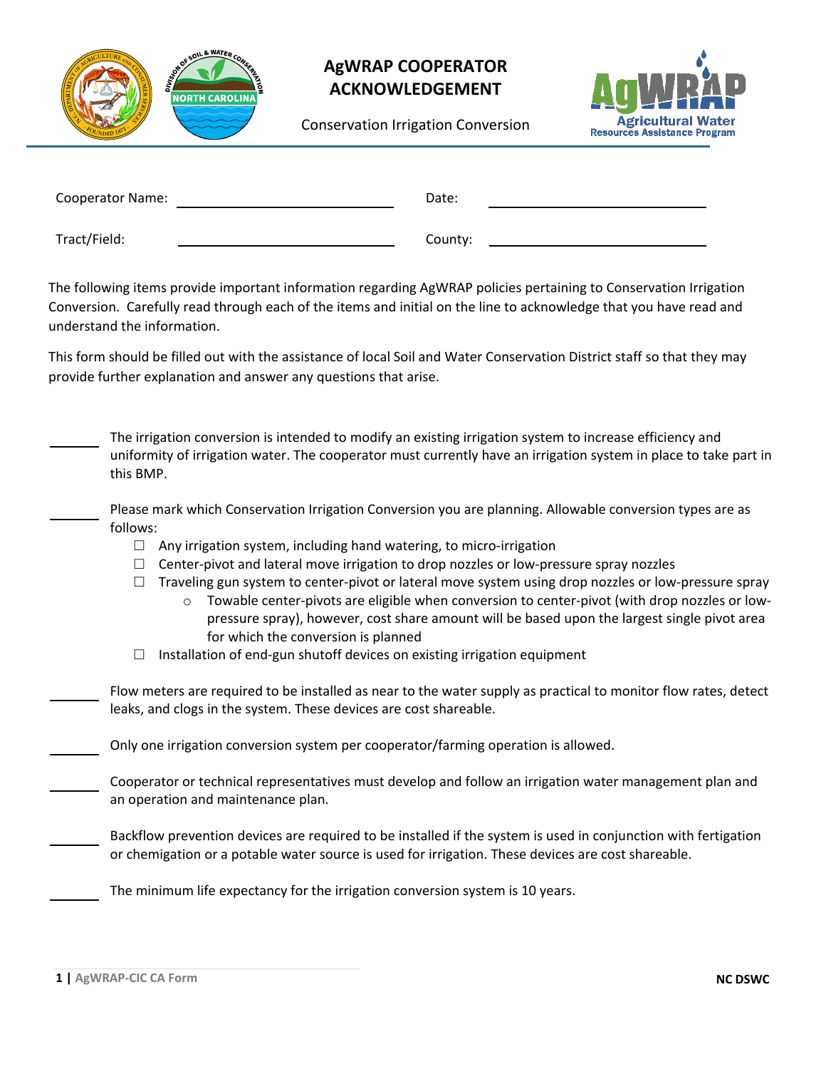# AgWRAP COOPERATOR ACKNOWLEDGEMENT

Conservation Irrigation Conversion

Agricultural Water Resources Assistance Program

Cooperator Name: ______________________ Date: ______________________

Tract/Field: ______________________ County: ______________________

The following items provide important information regarding AgWRAP policies pertaining to Conservation Irrigation Conversion. Carefully read through each of the items and initial on the line to acknowledge that you have read and understand the information.

This form should be filled out with the assistance of local Soil and Water Conservation District staff so that they may provide further explanation and answer any questions that arise.

_______ The irrigation conversion is intended to modify an existing irrigation system to increase efficiency and uniformity of irrigation water. The cooperator must currently have an irrigation system in place to take part in this BMP.

_______ Please mark which Conservation Irrigation Conversion you are planning. Allowable conversion types are as follows:

- ☐ Any irrigation system, including hand watering, to micro-irrigation
- ☐ Center-pivot and lateral move irrigation to drop nozzles or low-pressure spray nozzles
- ☐ Traveling gun system to center-pivot or lateral move system using drop nozzles or low-pressure spray
  - Towable center-pivots are eligible when conversion to center-pivot (with drop nozzles or low-pressure spray), however, cost share amount will be based upon the largest single pivot area for which the conversion is planned
- ☐ Installation of end-gun shutoff devices on existing irrigation equipment

_______ Flow meters are required to be installed as near to the water supply as practical to monitor flow rates, detect leaks, and clogs in the system. These devices are cost shareable.

_______ Only one irrigation conversion system per cooperator/farming operation is allowed.

_______ Cooperator or technical representatives must develop and follow an irrigation water management plan and an operation and maintenance plan.

_______ Backflow prevention devices are required to be installed if the system is used in conjunction with fertigation or chemigation or a potable water source is used for irrigation. These devices are cost shareable.

_______ The minimum life expectancy for the irrigation conversion system is 10 years.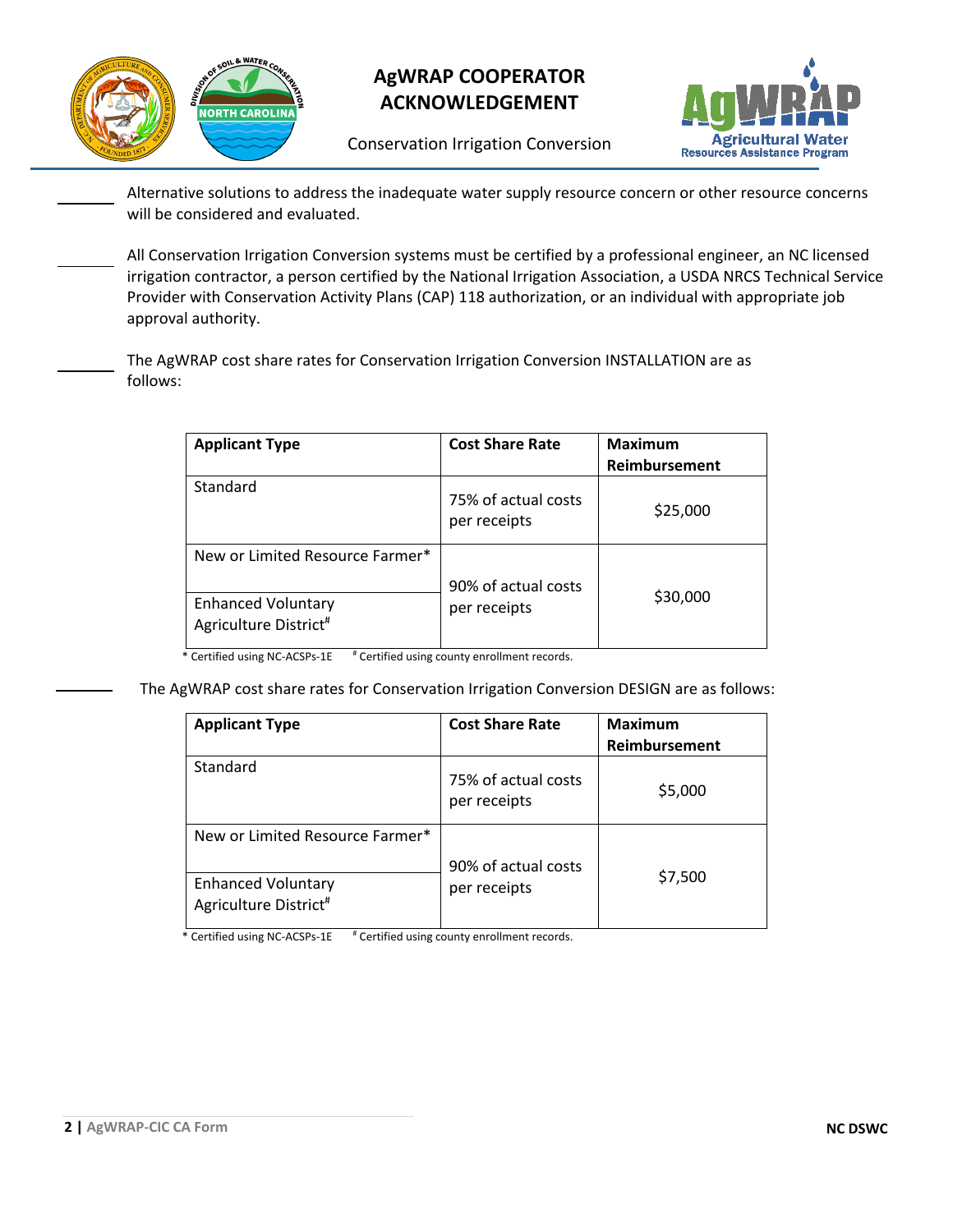# AgWRAP COOPERATOR ACKNOWLEDGEMENT

Conservation Irrigation Conversion

_______ Alternative solutions to address the inadequate water supply resource concern or other resource concerns will be considered and evaluated.

_______ All Conservation Irrigation Conversion systems must be certified by a professional engineer, an NC licensed irrigation contractor, a person certified by the National Irrigation Association, a USDA NRCS Technical Service Provider with Conservation Activity Plans (CAP) 118 authorization, or an individual with appropriate job approval authority.

_______ The AgWRAP cost share rates for Conservation Irrigation Conversion INSTALLATION are as follows:

| Applicant Type | Cost Share Rate | Maximum Reimbursement |
|---|---|---|
| Standard | 75% of actual costs per receipts | $25,000 |
| New or Limited Resource Farmer* | 90% of actual costs per receipts | $30,000 |
| Enhanced Voluntary Agriculture District# | | |

\* Certified using NC-ACSPs-1E # Certified using county enrollment records.

_______ The AgWRAP cost share rates for Conservation Irrigation Conversion DESIGN are as follows:

| Applicant Type | Cost Share Rate | Maximum Reimbursement |
|---|---|---|
| Standard | 75% of actual costs per receipts | $5,000 |
| New or Limited Resource Farmer* | 90% of actual costs per receipts | $7,500 |
| Enhanced Voluntary Agriculture District# | | |

\* Certified using NC-ACSPs-1E # Certified using county enrollment records.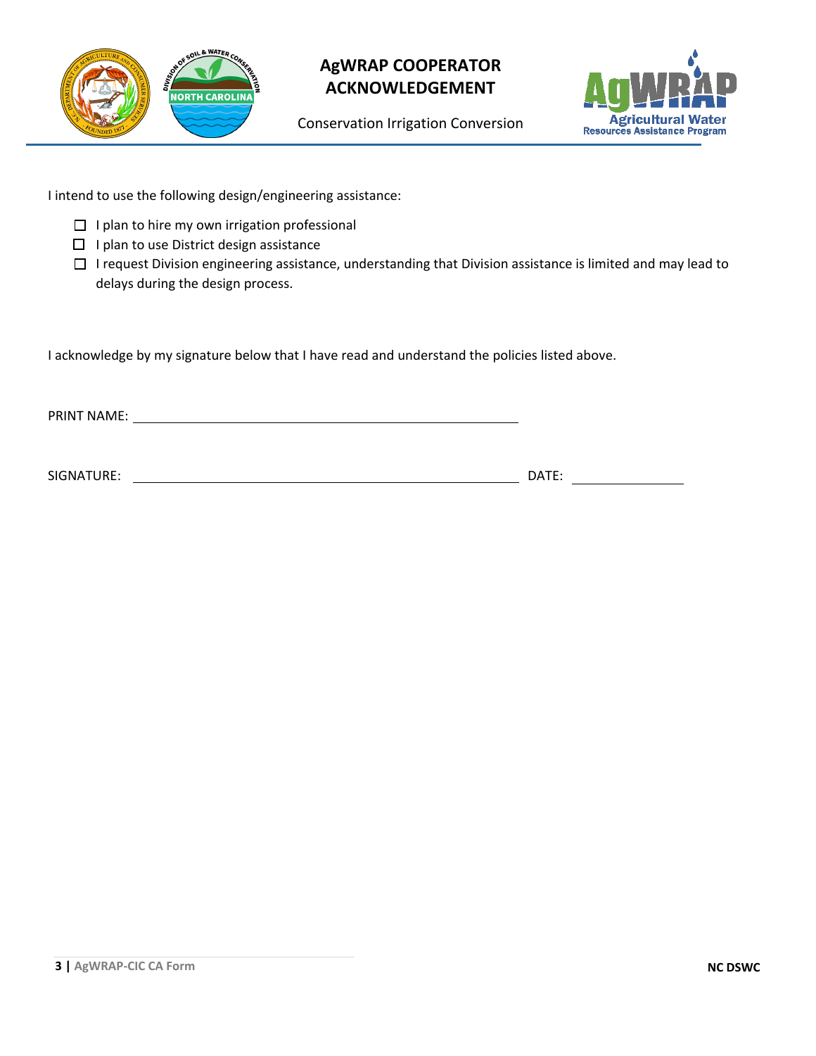# AgWRAP COOPERATOR ACKNOWLEDGEMENT

Conservation Irrigation Conversion

I intend to use the following design/engineering assistance:

- ☐ I plan to hire my own irrigation professional
- ☐ I plan to use District design assistance
- ☐ I request Division engineering assistance, understanding that Division assistance is limited and may lead to delays during the design process.

I acknowledge by my signature below that I have read and understand the policies listed above.

PRINT NAME: ______________________________________________

SIGNATURE: ______________________________________________ DATE: ______________